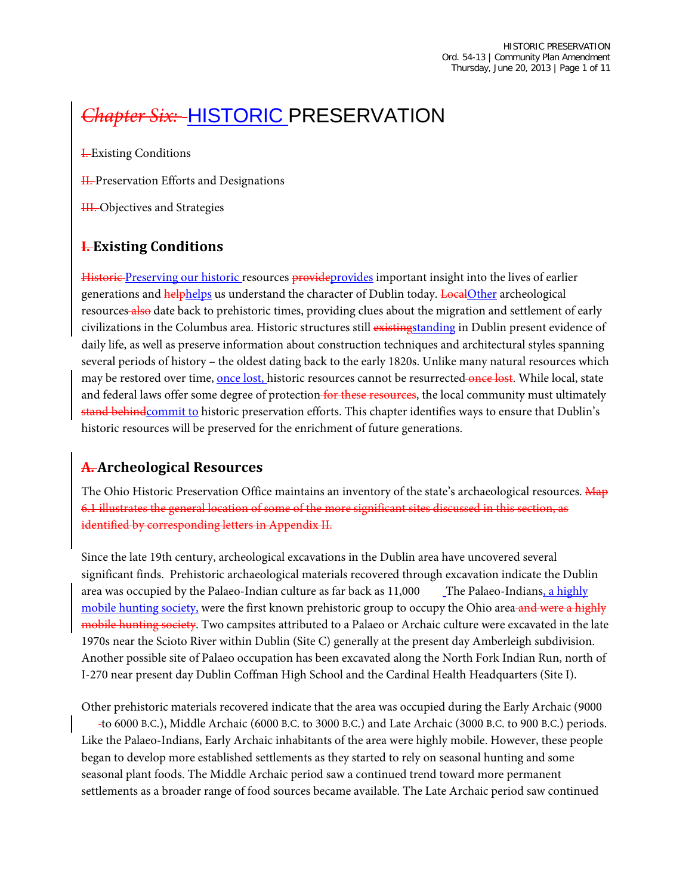# ~~Chapter Six:~~ HISTORIC PRESERVATION

~~I.~~ Existing Conditions

~~II.~~ Preservation Efforts and Designations

~~III.~~ Objectives and Strategies

## ~~I.~~ Existing Conditions

~~Historic~~ Preserving our historic resources ~~provide~~provides important insight into the lives of earlier generations and ~~help~~helps us understand the character of Dublin today. ~~Local~~Other archeological resources ~~also~~ date back to prehistoric times, providing clues about the migration and settlement of early civilizations in the Columbus area. Historic structures still ~~existing~~standing in Dublin present evidence of daily life, as well as preserve information about construction techniques and architectural styles spanning several periods of history – the oldest dating back to the early 1820s. Unlike many natural resources which may be restored over time, once lost, historic resources cannot be resurrected ~~once lost~~. While local, state and federal laws offer some degree of protection ~~for these resources~~, the local community must ultimately ~~stand behind~~commit to historic preservation efforts. This chapter identifies ways to ensure that Dublin's historic resources will be preserved for the enrichment of future generations.

## ~~A.~~ Archeological Resources

The Ohio Historic Preservation Office maintains an inventory of the state's archaeological resources. ~~Map 6.1 illustrates the general location of some of the more significant sites discussed in this section, as identified by corresponding letters in Appendix II.~~

Since the late 19th century, archeological excavations in the Dublin area have uncovered several significant finds. Prehistoric archaeological materials recovered through excavation indicate the Dublin area was occupied by the Palaeo-Indian culture as far back as 11,000 The Palaeo-Indians, a highly mobile hunting society, were the first known prehistoric group to occupy the Ohio area ~~and were a highly mobile hunting society~~. Two campsites attributed to a Palaeo or Archaic culture were excavated in the late 1970s near the Scioto River within Dublin (Site C) generally at the present day Amberleigh subdivision. Another possible site of Palaeo occupation has been excavated along the North Fork Indian Run, north of I-270 near present day Dublin Coffman High School and the Cardinal Health Headquarters (Site I).

Other prehistoric materials recovered indicate that the area was occupied during the Early Archaic (9000 ~~-~~to 6000 B.C.), Middle Archaic (6000 B.C. to 3000 B.C.) and Late Archaic (3000 B.C. to 900 B.C.) periods. Like the Palaeo-Indians, Early Archaic inhabitants of the area were highly mobile. However, these people began to develop more established settlements as they started to rely on seasonal hunting and some seasonal plant foods. The Middle Archaic period saw a continued trend toward more permanent settlements as a broader range of food sources became available. The Late Archaic period saw continued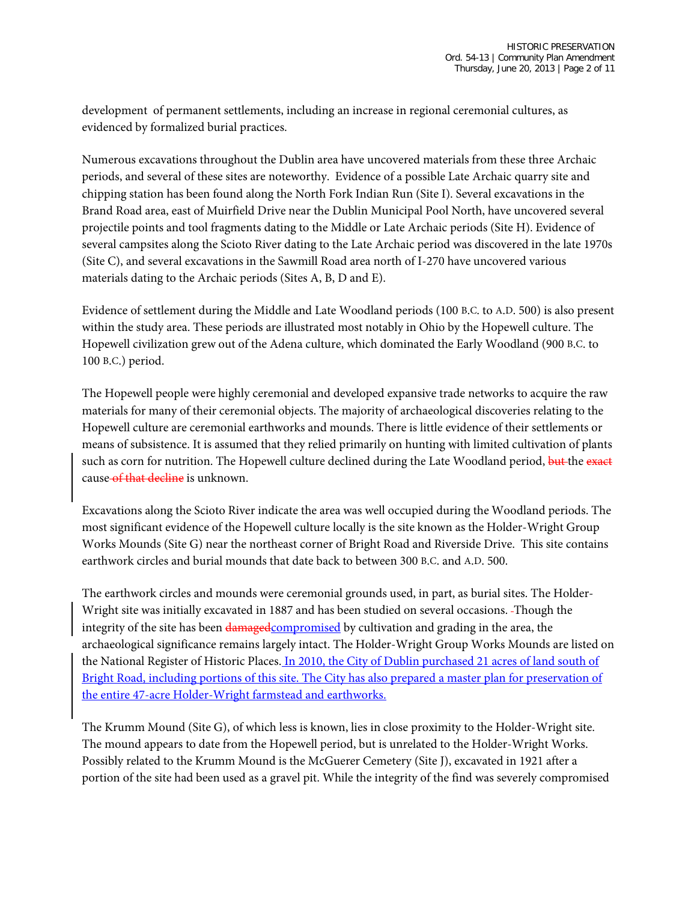development of permanent settlements, including an increase in regional ceremonial cultures, as evidenced by formalized burial practices.

Numerous excavations throughout the Dublin area have uncovered materials from these three Archaic periods, and several of these sites are noteworthy. Evidence of a possible Late Archaic quarry site and chipping station has been found along the North Fork Indian Run (Site I). Several excavations in the Brand Road area, east of Muirfield Drive near the Dublin Municipal Pool North, have uncovered several projectile points and tool fragments dating to the Middle or Late Archaic periods (Site H). Evidence of several campsites along the Scioto River dating to the Late Archaic period was discovered in the late 1970s (Site C), and several excavations in the Sawmill Road area north of I-270 have uncovered various materials dating to the Archaic periods (Sites A, B, D and E).

Evidence of settlement during the Middle and Late Woodland periods (100 B.C. to A.D. 500) is also present within the study area. These periods are illustrated most notably in Ohio by the Hopewell culture. The Hopewell civilization grew out of the Adena culture, which dominated the Early Woodland (900 B.C. to 100 B.C.) period.

The Hopewell people were highly ceremonial and developed expansive trade networks to acquire the raw materials for many of their ceremonial objects. The majority of archaeological discoveries relating to the Hopewell culture are ceremonial earthworks and mounds. There is little evidence of their settlements or means of subsistence. It is assumed that they relied primarily on hunting with limited cultivation of plants such as corn for nutrition. The Hopewell culture declined during the Late Woodland period, ~~but~~ the ~~exact~~ cause ~~of that decline~~ is unknown.

Excavations along the Scioto River indicate the area was well occupied during the Woodland periods. The most significant evidence of the Hopewell culture locally is the site known as the Holder-Wright Group Works Mounds (Site G) near the northeast corner of Bright Road and Riverside Drive. This site contains earthwork circles and burial mounds that date back to between 300 B.C. and A.D. 500.

The earthwork circles and mounds were ceremonial grounds used, in part, as burial sites. The Holder-Wright site was initially excavated in 1887 and has been studied on several occasions. Though the integrity of the site has been ~~damaged~~compromised by cultivation and grading in the area, the archaeological significance remains largely intact. The Holder-Wright Group Works Mounds are listed on the National Register of Historic Places. In 2010, the City of Dublin purchased 21 acres of land south of Bright Road, including portions of this site. The City has also prepared a master plan for preservation of the entire 47-acre Holder-Wright farmstead and earthworks.

The Krumm Mound (Site G), of which less is known, lies in close proximity to the Holder-Wright site. The mound appears to date from the Hopewell period, but is unrelated to the Holder-Wright Works. Possibly related to the Krumm Mound is the McGuerer Cemetery (Site J), excavated in 1921 after a portion of the site had been used as a gravel pit. While the integrity of the find was severely compromised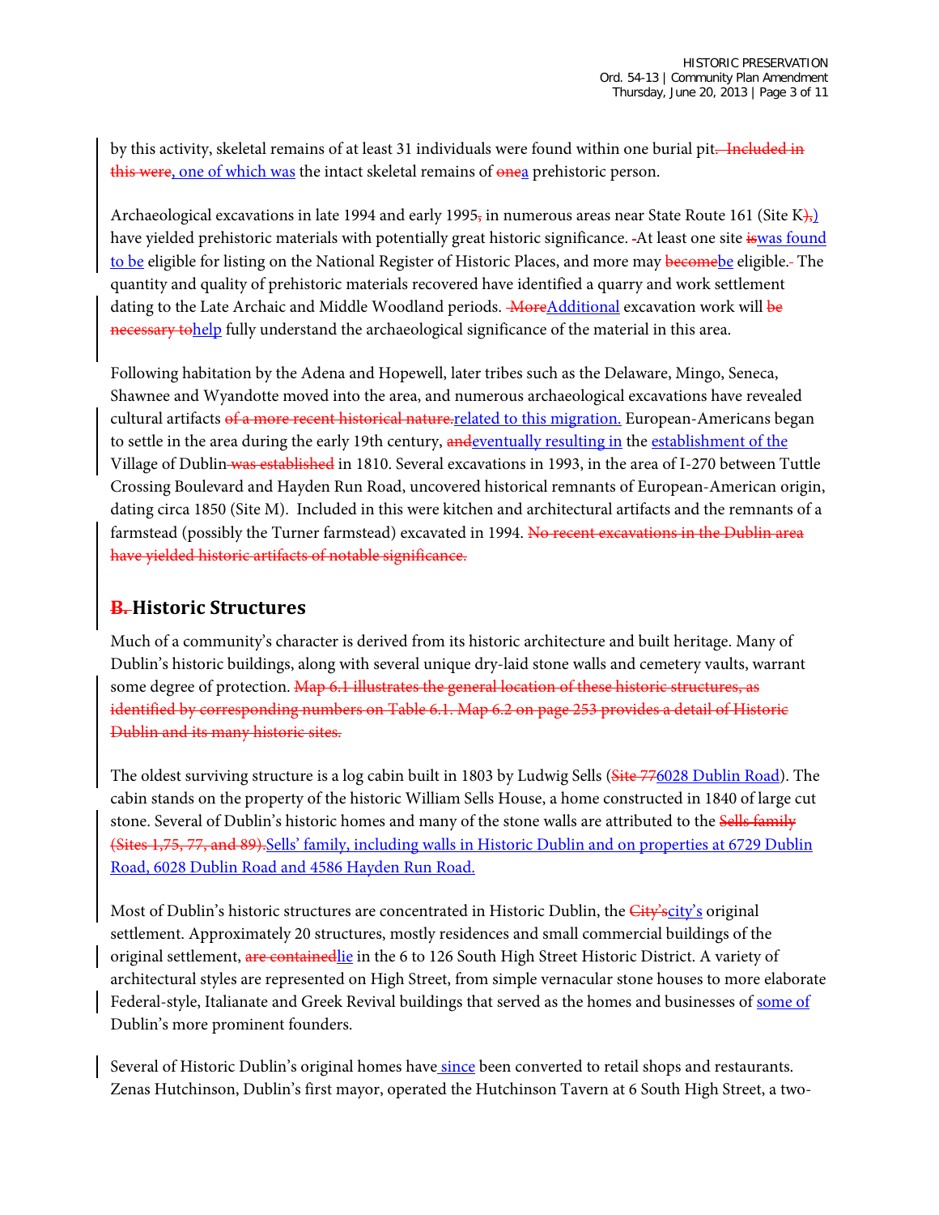by this activity, skeletal remains of at least 31 individuals were found within one burial pit~~. Included in this were~~, one of which was the intact skeletal remains of ~~one~~a prehistoric person.

Archaeological excavations in late 1994 and early 1995~~,~~ in numerous areas near State Route 161 (Site K~~),~~) have yielded prehistoric materials with potentially great historic significance. ~~-~~At least one site ~~is~~was found to be eligible for listing on the National Register of Historic Places, and more may ~~become~~be eligible.~~-~~ The quantity and quality of prehistoric materials recovered have identified a quarry and work settlement dating to the Late Archaic and Middle Woodland periods. ~~More~~Additional excavation work will ~~be necessary to~~help fully understand the archaeological significance of the material in this area.

Following habitation by the Adena and Hopewell, later tribes such as the Delaware, Mingo, Seneca, Shawnee and Wyandotte moved into the area, and numerous archaeological excavations have revealed cultural artifacts ~~of a more recent historical nature.~~related to this migration. European-Americans began to settle in the area during the early 19th century, ~~and~~eventually resulting in the establishment of the Village of Dublin~~ was established~~ in 1810. Several excavations in 1993, in the area of I-270 between Tuttle Crossing Boulevard and Hayden Run Road, uncovered historical remnants of European-American origin, dating circa 1850 (Site M). Included in this were kitchen and architectural artifacts and the remnants of a farmstead (possibly the Turner farmstead) excavated in 1994. ~~No recent excavations in the Dublin area have yielded historic artifacts of notable significance.~~

## ~~B.~~ Historic Structures

Much of a community's character is derived from its historic architecture and built heritage. Many of Dublin's historic buildings, along with several unique dry-laid stone walls and cemetery vaults, warrant some degree of protection. ~~Map 6.1 illustrates the general location of these historic structures, as identified by corresponding numbers on Table 6.1. Map 6.2 on page 253 provides a detail of Historic Dublin and its many historic sites.~~

The oldest surviving structure is a log cabin built in 1803 by Ludwig Sells (~~Site 77~~6028 Dublin Road). The cabin stands on the property of the historic William Sells House, a home constructed in 1840 of large cut stone. Several of Dublin's historic homes and many of the stone walls are attributed to the ~~Sells family (Sites 1,75, 77, and 89).~~Sells' family, including walls in Historic Dublin and on properties at 6729 Dublin Road, 6028 Dublin Road and 4586 Hayden Run Road.

Most of Dublin's historic structures are concentrated in Historic Dublin, the ~~City's~~city's original settlement. Approximately 20 structures, mostly residences and small commercial buildings of the original settlement, ~~are contained~~lie in the 6 to 126 South High Street Historic District. A variety of architectural styles are represented on High Street, from simple vernacular stone houses to more elaborate Federal-style, Italianate and Greek Revival buildings that served as the homes and businesses of some of Dublin's more prominent founders.

Several of Historic Dublin's original homes have since been converted to retail shops and restaurants. Zenas Hutchinson, Dublin's first mayor, operated the Hutchinson Tavern at 6 South High Street, a two-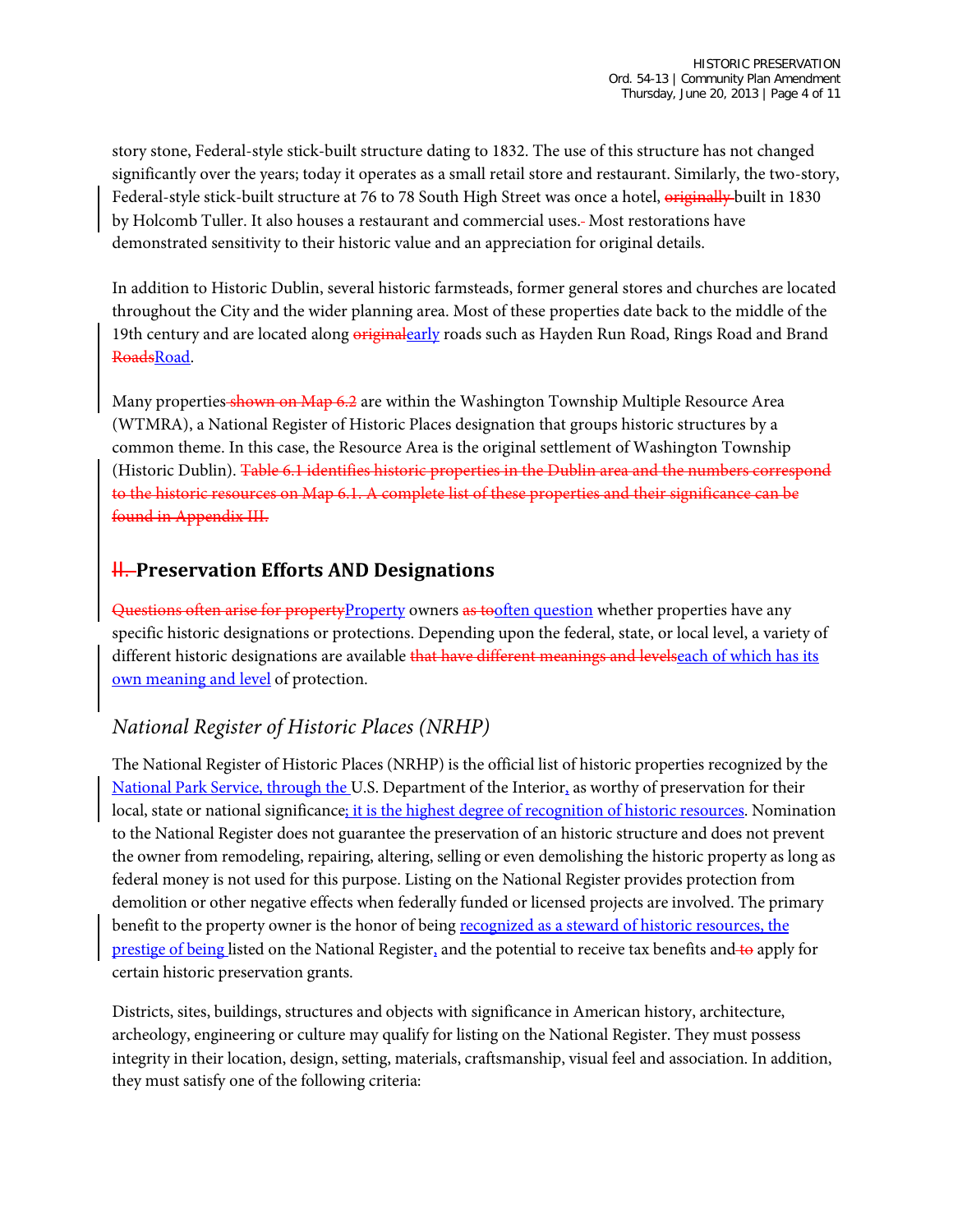story stone, Federal-style stick-built structure dating to 1832. The use of this structure has not changed significantly over the years; today it operates as a small retail store and restaurant. Similarly, the two-story, Federal-style stick-built structure at 76 to 78 South High Street was once a hotel, ~~originally~~ built in 1830 by Holcomb Tuller. It also houses a restaurant and commercial uses.~~-~~ Most restorations have demonstrated sensitivity to their historic value and an appreciation for original details.

In addition to Historic Dublin, several historic farmsteads, former general stores and churches are located throughout the City and the wider planning area. Most of these properties date back to the middle of the 19th century and are located along ~~original~~early roads such as Hayden Run Road, Rings Road and Brand ~~Roads~~Road.

Many properties ~~shown on Map 6.2~~ are within the Washington Township Multiple Resource Area (WTMRA), a National Register of Historic Places designation that groups historic structures by a common theme. In this case, the Resource Area is the original settlement of Washington Township (Historic Dublin). ~~Table 6.1 identifies historic properties in the Dublin area and the numbers correspond to the historic resources on Map 6.1. A complete list of these properties and their significance can be found in Appendix III.~~

## ~~II.~~ Preservation Efforts AND Designations

~~Questions often arise for property~~Property owners ~~as to~~often question whether properties have any specific historic designations or protections. Depending upon the federal, state, or local level, a variety of different historic designations are available ~~that have different meanings and levels~~each of which has its own meaning and level of protection.

### *National Register of Historic Places (NRHP)*

The National Register of Historic Places (NRHP) is the official list of historic properties recognized by the National Park Service, through the U.S. Department of the Interior, as worthy of preservation for their local, state or national significance; it is the highest degree of recognition of historic resources. Nomination to the National Register does not guarantee the preservation of an historic structure and does not prevent the owner from remodeling, repairing, altering, selling or even demolishing the historic property as long as federal money is not used for this purpose. Listing on the National Register provides protection from demolition or other negative effects when federally funded or licensed projects are involved. The primary benefit to the property owner is the honor of being recognized as a steward of historic resources, the prestige of being listed on the National Register, and the potential to receive tax benefits and ~~to~~ apply for certain historic preservation grants.

Districts, sites, buildings, structures and objects with significance in American history, architecture, archeology, engineering or culture may qualify for listing on the National Register. They must possess integrity in their location, design, setting, materials, craftsmanship, visual feel and association. In addition, they must satisfy one of the following criteria: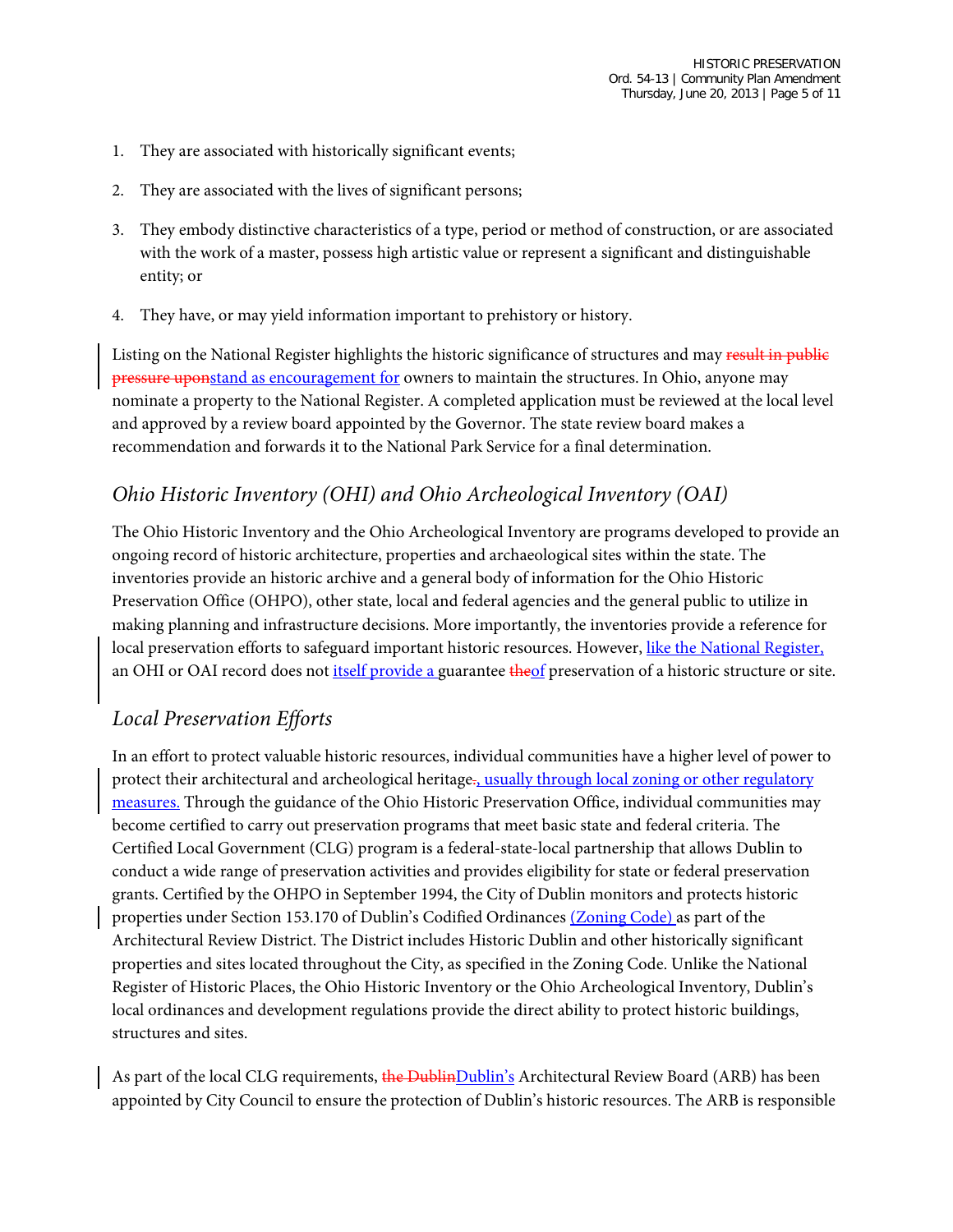1. They are associated with historically significant events;
2. They are associated with the lives of significant persons;
3. They embody distinctive characteristics of a type, period or method of construction, or are associated with the work of a master, possess high artistic value or represent a significant and distinguishable entity; or
4. They have, or may yield information important to prehistory or history.

Listing on the National Register highlights the historic significance of structures and may ~~result in public pressure upon~~stand as encouragement for owners to maintain the structures. In Ohio, anyone may nominate a property to the National Register. A completed application must be reviewed at the local level and approved by a review board appointed by the Governor. The state review board makes a recommendation and forwards it to the National Park Service for a final determination.

## *Ohio Historic Inventory (OHI) and Ohio Archeological Inventory (OAI)*

The Ohio Historic Inventory and the Ohio Archeological Inventory are programs developed to provide an ongoing record of historic architecture, properties and archaeological sites within the state. The inventories provide an historic archive and a general body of information for the Ohio Historic Preservation Office (OHPO), other state, local and federal agencies and the general public to utilize in making planning and infrastructure decisions. More importantly, the inventories provide a reference for local preservation efforts to safeguard important historic resources. However, like the National Register, an OHI or OAI record does not itself provide a guarantee ~~the~~of preservation of a historic structure or site.

## *Local Preservation Efforts*

In an effort to protect valuable historic resources, individual communities have a higher level of power to protect their architectural and archeological heritage~~.~~, usually through local zoning or other regulatory measures. Through the guidance of the Ohio Historic Preservation Office, individual communities may become certified to carry out preservation programs that meet basic state and federal criteria. The Certified Local Government (CLG) program is a federal-state-local partnership that allows Dublin to conduct a wide range of preservation activities and provides eligibility for state or federal preservation grants. Certified by the OHPO in September 1994, the City of Dublin monitors and protects historic properties under Section 153.170 of Dublin's Codified Ordinances (Zoning Code) as part of the Architectural Review District. The District includes Historic Dublin and other historically significant properties and sites located throughout the City, as specified in the Zoning Code. Unlike the National Register of Historic Places, the Ohio Historic Inventory or the Ohio Archeological Inventory, Dublin's local ordinances and development regulations provide the direct ability to protect historic buildings, structures and sites.

As part of the local CLG requirements, ~~the Dublin~~Dublin's Architectural Review Board (ARB) has been appointed by City Council to ensure the protection of Dublin's historic resources. The ARB is responsible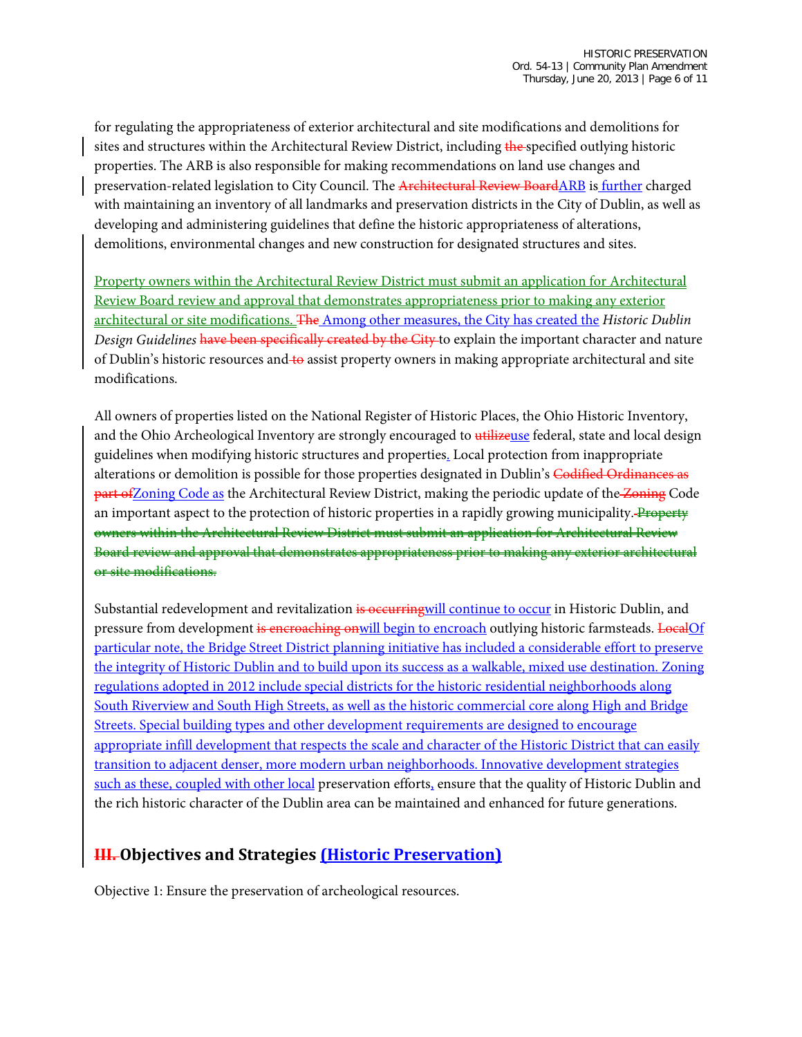for regulating the appropriateness of exterior architectural and site modifications and demolitions for sites and structures within the Architectural Review District, including ~~the~~ specified outlying historic properties. The ARB is also responsible for making recommendations on land use changes and preservation-related legislation to City Council. The ~~Architectural Review Board~~ARB is further charged with maintaining an inventory of all landmarks and preservation districts in the City of Dublin, as well as developing and administering guidelines that define the historic appropriateness of alterations, demolitions, environmental changes and new construction for designated structures and sites.

Property owners within the Architectural Review District must submit an application for Architectural Review Board review and approval that demonstrates appropriateness prior to making any exterior architectural or site modifications. ~~The~~ Among other measures, the City has created the *Historic Dublin Design Guidelines* ~~have been specifically created by the City~~ to explain the important character and nature of Dublin's historic resources and ~~to~~ assist property owners in making appropriate architectural and site modifications.

All owners of properties listed on the National Register of Historic Places, the Ohio Historic Inventory, and the Ohio Archeological Inventory are strongly encouraged to ~~utilize~~use federal, state and local design guidelines when modifying historic structures and properties. Local protection from inappropriate alterations or demolition is possible for those properties designated in Dublin's ~~Codified Ordinances as part of~~Zoning Code as the Architectural Review District, making the periodic update of the ~~Zoning~~ Code an important aspect to the protection of historic properties in a rapidly growing municipality. ~~Property owners within the Architectural Review District must submit an application for Architectural Review Board review and approval that demonstrates appropriateness prior to making any exterior architectural or site modifications.~~

Substantial redevelopment and revitalization ~~is occurring~~will continue to occur in Historic Dublin, and pressure from development ~~is encroaching on~~will begin to encroach outlying historic farmsteads. ~~Local~~Of particular note, the Bridge Street District planning initiative has included a considerable effort to preserve the integrity of Historic Dublin and to build upon its success as a walkable, mixed use destination. Zoning regulations adopted in 2012 include special districts for the historic residential neighborhoods along South Riverview and South High Streets, as well as the historic commercial core along High and Bridge Streets. Special building types and other development requirements are designed to encourage appropriate infill development that respects the scale and character of the Historic District that can easily transition to adjacent denser, more modern urban neighborhoods. Innovative development strategies such as these, coupled with other local preservation efforts, ensure that the quality of Historic Dublin and the rich historic character of the Dublin area can be maintained and enhanced for future generations.

## ~~III.~~ Objectives and Strategies (Historic Preservation)

Objective 1: Ensure the preservation of archeological resources.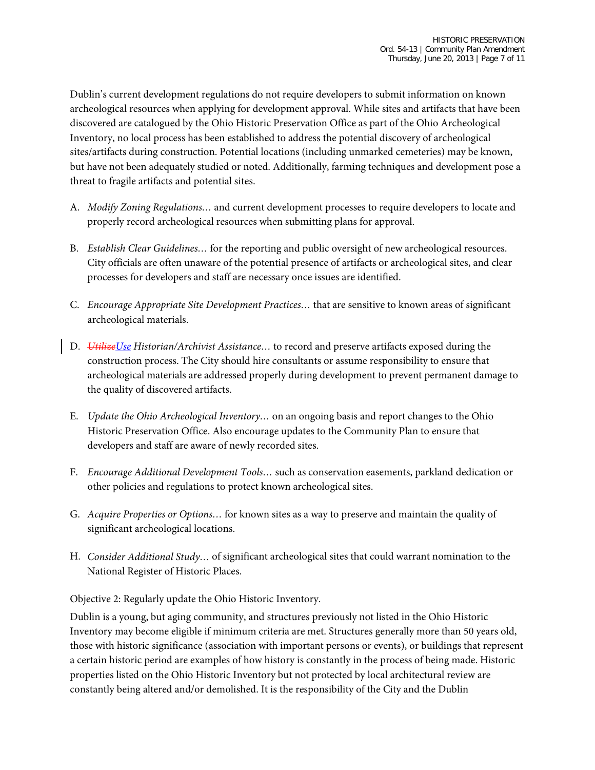Dublin's current development regulations do not require developers to submit information on known archeological resources when applying for development approval. While sites and artifacts that have been discovered are catalogued by the Ohio Historic Preservation Office as part of the Ohio Archeological Inventory, no local process has been established to address the potential discovery of archeological sites/artifacts during construction. Potential locations (including unmarked cemeteries) may be known, but have not been adequately studied or noted. Additionally, farming techniques and development pose a threat to fragile artifacts and potential sites.

A. *Modify Zoning Regulations…* and current development processes to require developers to locate and properly record archeological resources when submitting plans for approval.

B. *Establish Clear Guidelines…* for the reporting and public oversight of new archeological resources. City officials are often unaware of the potential presence of artifacts or archeological sites, and clear processes for developers and staff are necessary once issues are identified.

C. *Encourage Appropriate Site Development Practices…* that are sensitive to known areas of significant archeological materials.

D. ~~*Utilize*~~*Use* *Historian/Archivist Assistance…* to record and preserve artifacts exposed during the construction process. The City should hire consultants or assume responsibility to ensure that archeological materials are addressed properly during development to prevent permanent damage to the quality of discovered artifacts.

E. *Update the Ohio Archeological Inventory…* on an ongoing basis and report changes to the Ohio Historic Preservation Office. Also encourage updates to the Community Plan to ensure that developers and staff are aware of newly recorded sites.

F. *Encourage Additional Development Tools…* such as conservation easements, parkland dedication or other policies and regulations to protect known archeological sites.

G. *Acquire Properties or Options…* for known sites as a way to preserve and maintain the quality of significant archeological locations.

H. *Consider Additional Study…* of significant archeological sites that could warrant nomination to the National Register of Historic Places.

Objective 2: Regularly update the Ohio Historic Inventory.

Dublin is a young, but aging community, and structures previously not listed in the Ohio Historic Inventory may become eligible if minimum criteria are met. Structures generally more than 50 years old, those with historic significance (association with important persons or events), or buildings that represent a certain historic period are examples of how history is constantly in the process of being made. Historic properties listed on the Ohio Historic Inventory but not protected by local architectural review are constantly being altered and/or demolished. It is the responsibility of the City and the Dublin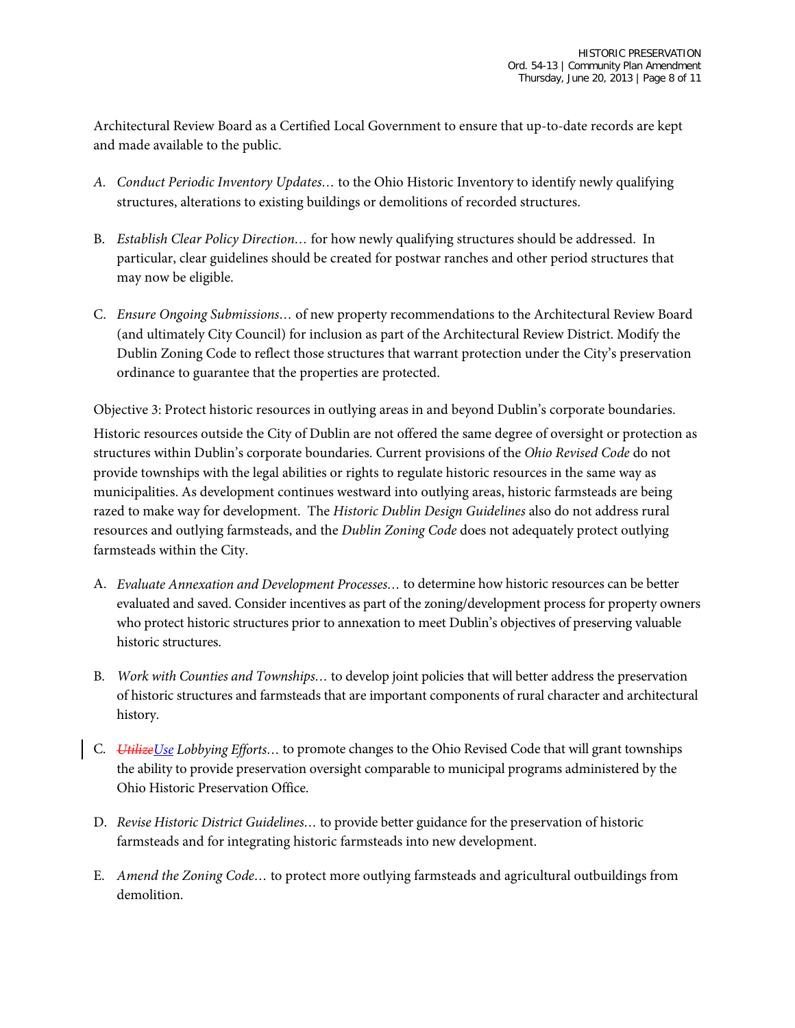Architectural Review Board as a Certified Local Government to ensure that up-to-date records are kept and made available to the public.

A. *Conduct Periodic Inventory Updates…* to the Ohio Historic Inventory to identify newly qualifying structures, alterations to existing buildings or demolitions of recorded structures.

B. *Establish Clear Policy Direction…* for how newly qualifying structures should be addressed. In particular, clear guidelines should be created for postwar ranches and other period structures that may now be eligible.

C. *Ensure Ongoing Submissions…* of new property recommendations to the Architectural Review Board (and ultimately City Council) for inclusion as part of the Architectural Review District. Modify the Dublin Zoning Code to reflect those structures that warrant protection under the City's preservation ordinance to guarantee that the properties are protected.

Objective 3: Protect historic resources in outlying areas in and beyond Dublin's corporate boundaries.

Historic resources outside the City of Dublin are not offered the same degree of oversight or protection as structures within Dublin's corporate boundaries. Current provisions of the *Ohio Revised Code* do not provide townships with the legal abilities or rights to regulate historic resources in the same way as municipalities. As development continues westward into outlying areas, historic farmsteads are being razed to make way for development. The *Historic Dublin Design Guidelines* also do not address rural resources and outlying farmsteads, and the *Dublin Zoning Code* does not adequately protect outlying farmsteads within the City.

A. *Evaluate Annexation and Development Processes…* to determine how historic resources can be better evaluated and saved. Consider incentives as part of the zoning/development process for property owners who protect historic structures prior to annexation to meet Dublin's objectives of preserving valuable historic structures.

B. *Work with Counties and Townships…* to develop joint policies that will better address the preservation of historic structures and farmsteads that are important components of rural character and architectural history.

C. ~~*Utilize*~~*Use Lobbying Efforts…* to promote changes to the Ohio Revised Code that will grant townships the ability to provide preservation oversight comparable to municipal programs administered by the Ohio Historic Preservation Office.

D. *Revise Historic District Guidelines…* to provide better guidance for the preservation of historic farmsteads and for integrating historic farmsteads into new development.

E. *Amend the Zoning Code…* to protect more outlying farmsteads and agricultural outbuildings from demolition.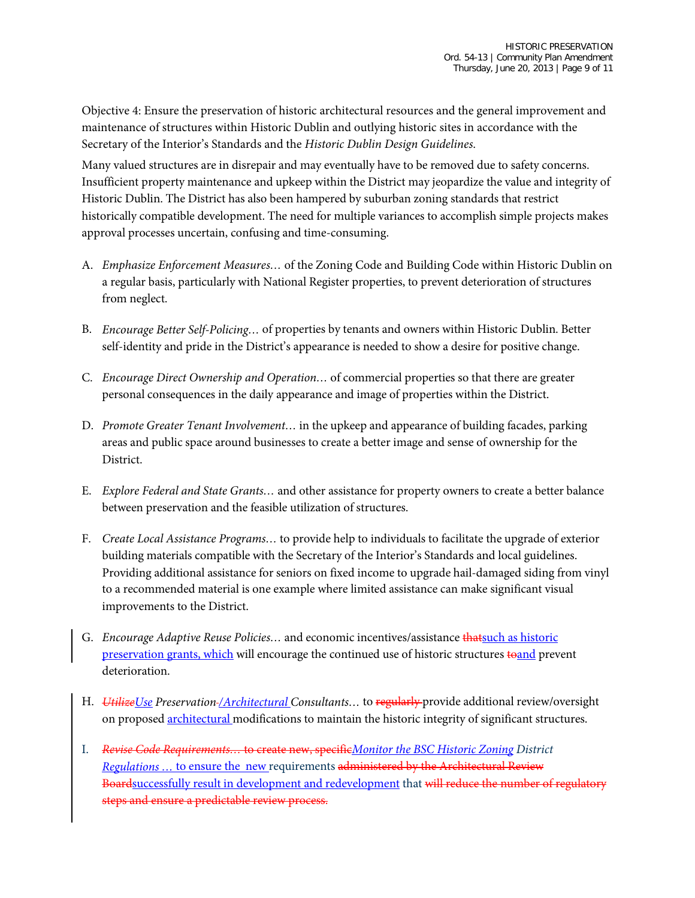Objective 4: Ensure the preservation of historic architectural resources and the general improvement and maintenance of structures within Historic Dublin and outlying historic sites in accordance with the Secretary of the Interior's Standards and the *Historic Dublin Design Guidelines.*

Many valued structures are in disrepair and may eventually have to be removed due to safety concerns. Insufficient property maintenance and upkeep within the District may jeopardize the value and integrity of Historic Dublin. The District has also been hampered by suburban zoning standards that restrict historically compatible development. The need for multiple variances to accomplish simple projects makes approval processes uncertain, confusing and time-consuming.

A. *Emphasize Enforcement Measures…* of the Zoning Code and Building Code within Historic Dublin on a regular basis, particularly with National Register properties, to prevent deterioration of structures from neglect.

B. *Encourage Better Self-Policing…* of properties by tenants and owners within Historic Dublin. Better self-identity and pride in the District's appearance is needed to show a desire for positive change.

C. *Encourage Direct Ownership and Operation…* of commercial properties so that there are greater personal consequences in the daily appearance and image of properties within the District.

D. *Promote Greater Tenant Involvement…* in the upkeep and appearance of building facades, parking areas and public space around businesses to create a better image and sense of ownership for the District.

E. *Explore Federal and State Grants…* and other assistance for property owners to create a better balance between preservation and the feasible utilization of structures.

F. *Create Local Assistance Programs…* to provide help to individuals to facilitate the upgrade of exterior building materials compatible with the Secretary of the Interior's Standards and local guidelines. Providing additional assistance for seniors on fixed income to upgrade hail-damaged siding from vinyl to a recommended material is one example where limited assistance can make significant visual improvements to the District.

G. *Encourage Adaptive Reuse Policies…* and economic incentives/assistance ~~that~~such as historic preservation grants, which will encourage the continued use of historic structures ~~to~~and prevent deterioration.

H. ~~*Utilize*~~*Use Preservation*~~-~~*/Architectural Consultants…* to ~~regularly~~ provide additional review/oversight on proposed architectural modifications to maintain the historic integrity of significant structures.

I. ~~*Revise Code Requirements…* to create new, specific~~*Monitor the BSC Historic Zoning District Regulations …* to ensure the new requirements ~~administered by the Architectural Review Board~~successfully result in development and redevelopment that ~~will reduce the number of regulatory steps and ensure a predictable review process.~~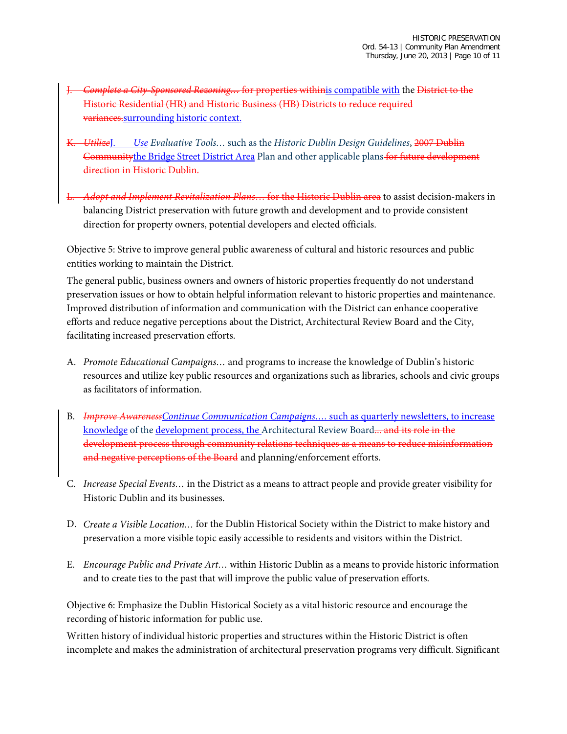~~J. *Complete a City-Sponsored Rezoning…* for properties within~~is compatible with the ~~District to the Historic Residential (HR) and Historic Business (HB) Districts to reduce required variances.~~surrounding historic context.

~~K. *Utilize*~~J. *Use Evaluative Tools…* such as the *Historic Dublin Design Guidelines*, ~~2007 Dublin Community~~the Bridge Street District Area Plan and other applicable plans ~~for future development direction in Historic Dublin.~~

~~L. *Adopt and Implement Revitalization Plans…* for the Historic Dublin area~~ to assist decision-makers in balancing District preservation with future growth and development and to provide consistent direction for property owners, potential developers and elected officials.

Objective 5: Strive to improve general public awareness of cultural and historic resources and public entities working to maintain the District.

The general public, business owners and owners of historic properties frequently do not understand preservation issues or how to obtain helpful information relevant to historic properties and maintenance. Improved distribution of information and communication with the District can enhance cooperative efforts and reduce negative perceptions about the District, Architectural Review Board and the City, facilitating increased preservation efforts.

A. *Promote Educational Campaigns…* and programs to increase the knowledge of Dublin's historic resources and utilize key public resources and organizations such as libraries, schools and civic groups as facilitators of information.

B. ~~*Improve Awareness*~~*Continue Communication Campaigns….* such as quarterly newsletters, to increase knowledge of the development process, the Architectural Review Board~~… and its role in the development process through community relations techniques as a means to reduce misinformation and negative perceptions of the Board~~ and planning/enforcement efforts.

C. *Increase Special Events…* in the District as a means to attract people and provide greater visibility for Historic Dublin and its businesses.

D. *Create a Visible Location…* for the Dublin Historical Society within the District to make history and preservation a more visible topic easily accessible to residents and visitors within the District.

E. *Encourage Public and Private Art…* within Historic Dublin as a means to provide historic information and to create ties to the past that will improve the public value of preservation efforts.

Objective 6: Emphasize the Dublin Historical Society as a vital historic resource and encourage the recording of historic information for public use.

Written history of individual historic properties and structures within the Historic District is often incomplete and makes the administration of architectural preservation programs very difficult. Significant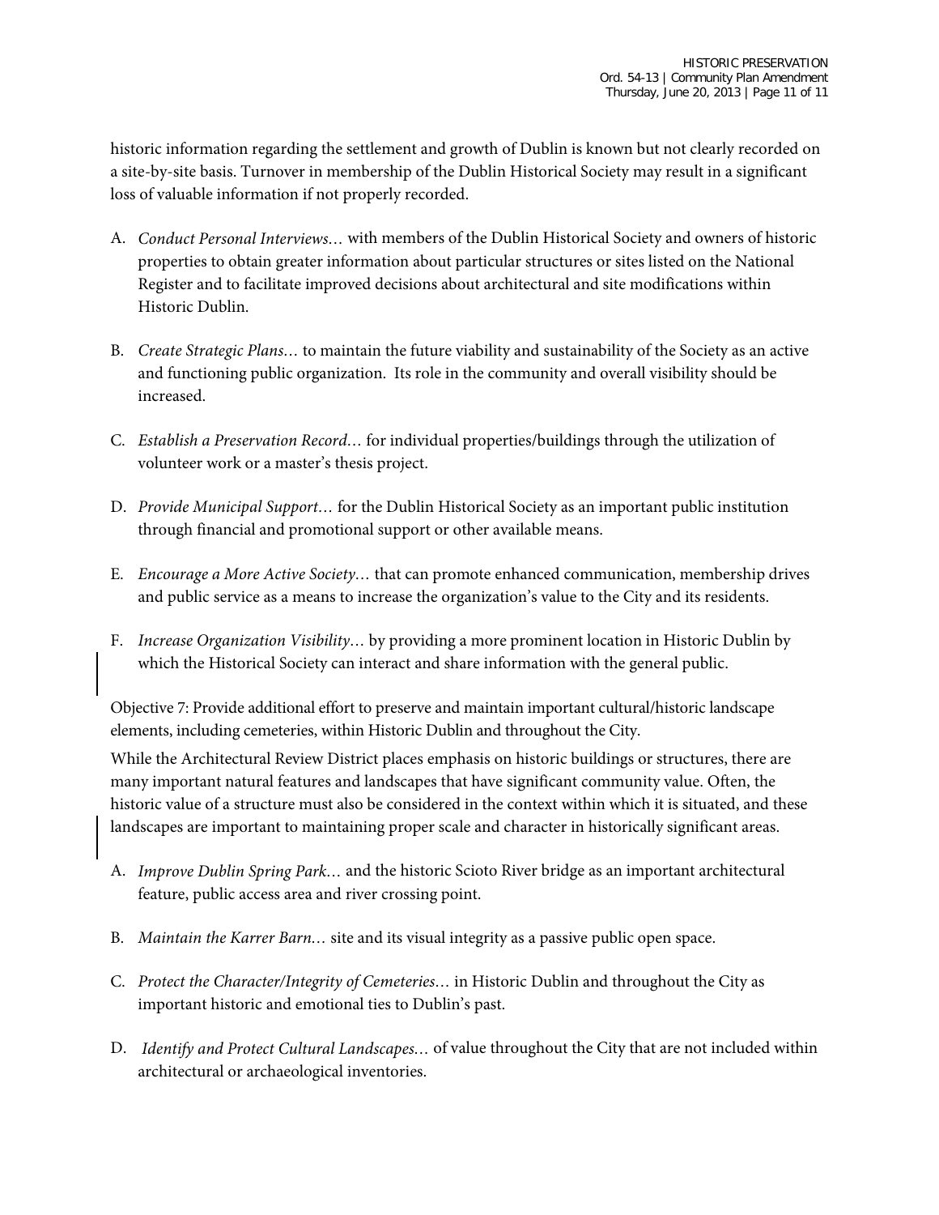historic information regarding the settlement and growth of Dublin is known but not clearly recorded on a site-by-site basis. Turnover in membership of the Dublin Historical Society may result in a significant loss of valuable information if not properly recorded.

A. *Conduct Personal Interviews…* with members of the Dublin Historical Society and owners of historic properties to obtain greater information about particular structures or sites listed on the National Register and to facilitate improved decisions about architectural and site modifications within Historic Dublin.

B. *Create Strategic Plans…* to maintain the future viability and sustainability of the Society as an active and functioning public organization. Its role in the community and overall visibility should be increased.

C. *Establish a Preservation Record…* for individual properties/buildings through the utilization of volunteer work or a master's thesis project.

D. *Provide Municipal Support…* for the Dublin Historical Society as an important public institution through financial and promotional support or other available means.

E. *Encourage a More Active Society…* that can promote enhanced communication, membership drives and public service as a means to increase the organization's value to the City and its residents.

F. *Increase Organization Visibility…* by providing a more prominent location in Historic Dublin by which the Historical Society can interact and share information with the general public.

Objective 7: Provide additional effort to preserve and maintain important cultural/historic landscape elements, including cemeteries, within Historic Dublin and throughout the City.

While the Architectural Review District places emphasis on historic buildings or structures, there are many important natural features and landscapes that have significant community value. Often, the historic value of a structure must also be considered in the context within which it is situated, and these landscapes are important to maintaining proper scale and character in historically significant areas.

A. *Improve Dublin Spring Park…* and the historic Scioto River bridge as an important architectural feature, public access area and river crossing point.

B. *Maintain the Karrer Barn…* site and its visual integrity as a passive public open space.

C. *Protect the Character/Integrity of Cemeteries…* in Historic Dublin and throughout the City as important historic and emotional ties to Dublin's past.

D. *Identify and Protect Cultural Landscapes…* of value throughout the City that are not included within architectural or archaeological inventories.